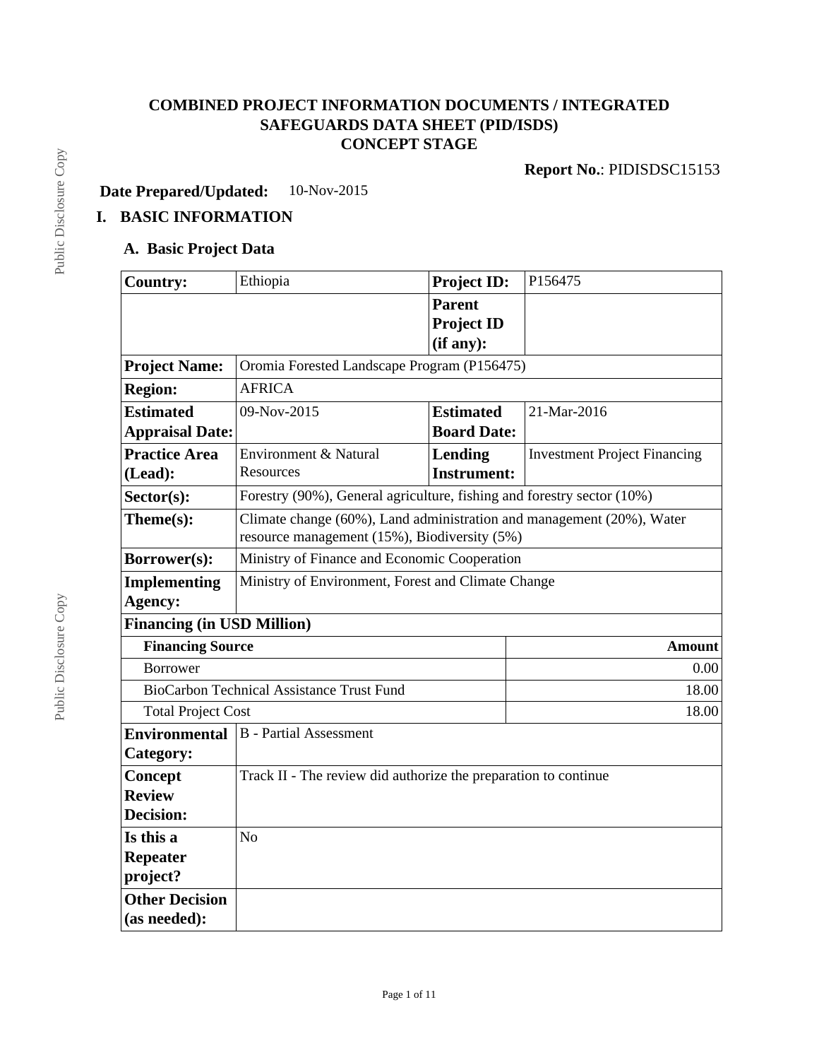# COMBINED PROJECT INFORMATION DOCUMENTS / INTEGRATED SAFEGUARDS DATA SHEET (PID/ISDS)
## CONCEPT STAGE

**Report No.**: PIDISDSC15153

**Date Prepared/Updated:** 10-Nov-2015

# I. BASIC INFORMATION

## A. Basic Project Data

| **Country:** | Ethiopia | **Project ID:** | P156475 |
|---|---|---|---|
| | | **Parent Project ID (if any):** | |
| **Project Name:** | Oromia Forested Landscape Program (P156475) | | |
| **Region:** | AFRICA | | |
| **Estimated Appraisal Date:** | 09-Nov-2015 | **Estimated Board Date:** | 21-Mar-2016 |
| **Practice Area (Lead):** | Environment & Natural Resources | **Lending Instrument:** | Investment Project Financing |
| **Sector(s):** | Forestry (90%), General agriculture, fishing and forestry sector (10%) | | |
| **Theme(s):** | Climate change (60%), Land administration and management (20%), Water resource management (15%), Biodiversity (5%) | | |
| **Borrower(s):** | Ministry of Finance and Economic Cooperation | | |
| **Implementing Agency:** | Ministry of Environment, Forest and Climate Change | | |

**Financing (in USD Million)**

| **Financing Source** | **Amount** |
|---|---|
| Borrower | 0.00 |
| BioCarbon Technical Assistance Trust Fund | 18.00 |
| Total Project Cost | 18.00 |

| | |
|---|---|
| **Environmental Category:** | B - Partial Assessment |
| **Concept Review Decision:** | Track II - The review did authorize the preparation to continue |
| **Is this a Repeater project?** | No |
| **Other Decision (as needed):** | |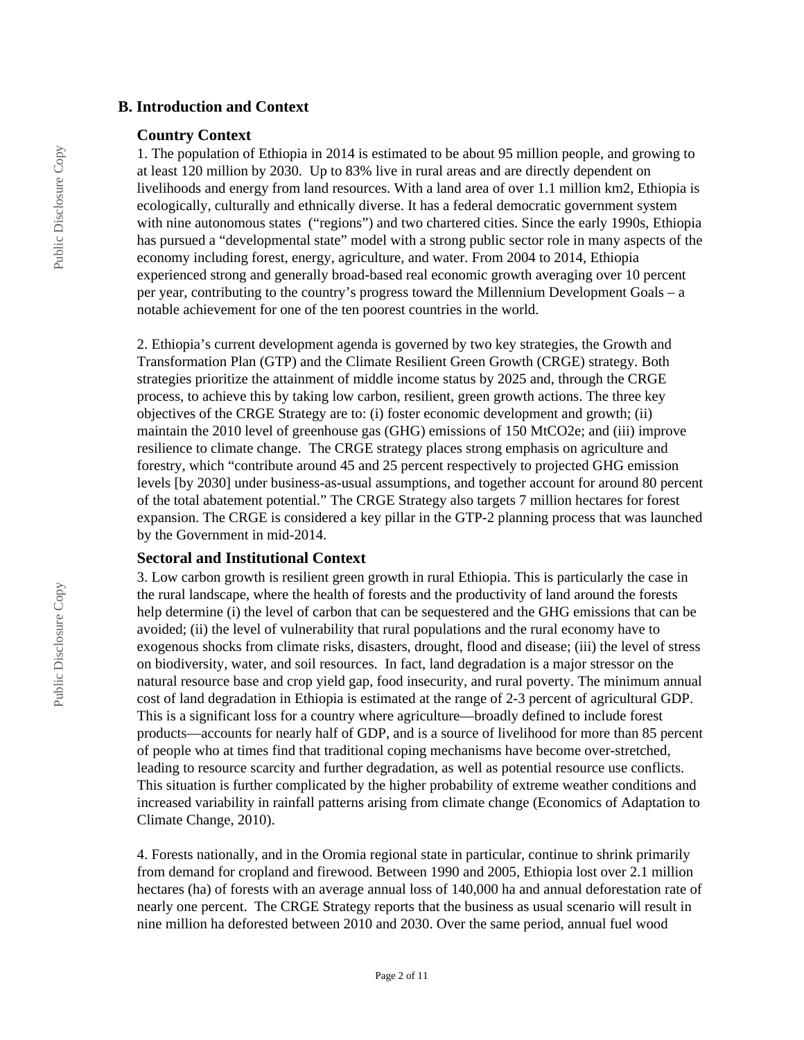## B. Introduction and Context

### Country Context

1. The population of Ethiopia in 2014 is estimated to be about 95 million people, and growing to at least 120 million by 2030. Up to 83% live in rural areas and are directly dependent on livelihoods and energy from land resources. With a land area of over 1.1 million km2, Ethiopia is ecologically, culturally and ethnically diverse. It has a federal democratic government system with nine autonomous states ("regions") and two chartered cities. Since the early 1990s, Ethiopia has pursued a "developmental state" model with a strong public sector role in many aspects of the economy including forest, energy, agriculture, and water. From 2004 to 2014, Ethiopia experienced strong and generally broad-based real economic growth averaging over 10 percent per year, contributing to the country's progress toward the Millennium Development Goals – a notable achievement for one of the ten poorest countries in the world.

2. Ethiopia's current development agenda is governed by two key strategies, the Growth and Transformation Plan (GTP) and the Climate Resilient Green Growth (CRGE) strategy. Both strategies prioritize the attainment of middle income status by 2025 and, through the CRGE process, to achieve this by taking low carbon, resilient, green growth actions. The three key objectives of the CRGE Strategy are to: (i) foster economic development and growth; (ii) maintain the 2010 level of greenhouse gas (GHG) emissions of 150 MtCO2e; and (iii) improve resilience to climate change. The CRGE strategy places strong emphasis on agriculture and forestry, which "contribute around 45 and 25 percent respectively to projected GHG emission levels [by 2030] under business-as-usual assumptions, and together account for around 80 percent of the total abatement potential." The CRGE Strategy also targets 7 million hectares for forest expansion. The CRGE is considered a key pillar in the GTP-2 planning process that was launched by the Government in mid-2014.

### Sectoral and Institutional Context

3. Low carbon growth is resilient green growth in rural Ethiopia. This is particularly the case in the rural landscape, where the health of forests and the productivity of land around the forests help determine (i) the level of carbon that can be sequestered and the GHG emissions that can be avoided; (ii) the level of vulnerability that rural populations and the rural economy have to exogenous shocks from climate risks, disasters, drought, flood and disease; (iii) the level of stress on biodiversity, water, and soil resources. In fact, land degradation is a major stressor on the natural resource base and crop yield gap, food insecurity, and rural poverty. The minimum annual cost of land degradation in Ethiopia is estimated at the range of 2-3 percent of agricultural GDP. This is a significant loss for a country where agriculture—broadly defined to include forest products—accounts for nearly half of GDP, and is a source of livelihood for more than 85 percent of people who at times find that traditional coping mechanisms have become over-stretched, leading to resource scarcity and further degradation, as well as potential resource use conflicts. This situation is further complicated by the higher probability of extreme weather conditions and increased variability in rainfall patterns arising from climate change (Economics of Adaptation to Climate Change, 2010).

4. Forests nationally, and in the Oromia regional state in particular, continue to shrink primarily from demand for cropland and firewood. Between 1990 and 2005, Ethiopia lost over 2.1 million hectares (ha) of forests with an average annual loss of 140,000 ha and annual deforestation rate of nearly one percent. The CRGE Strategy reports that the business as usual scenario will result in nine million ha deforested between 2010 and 2030. Over the same period, annual fuel wood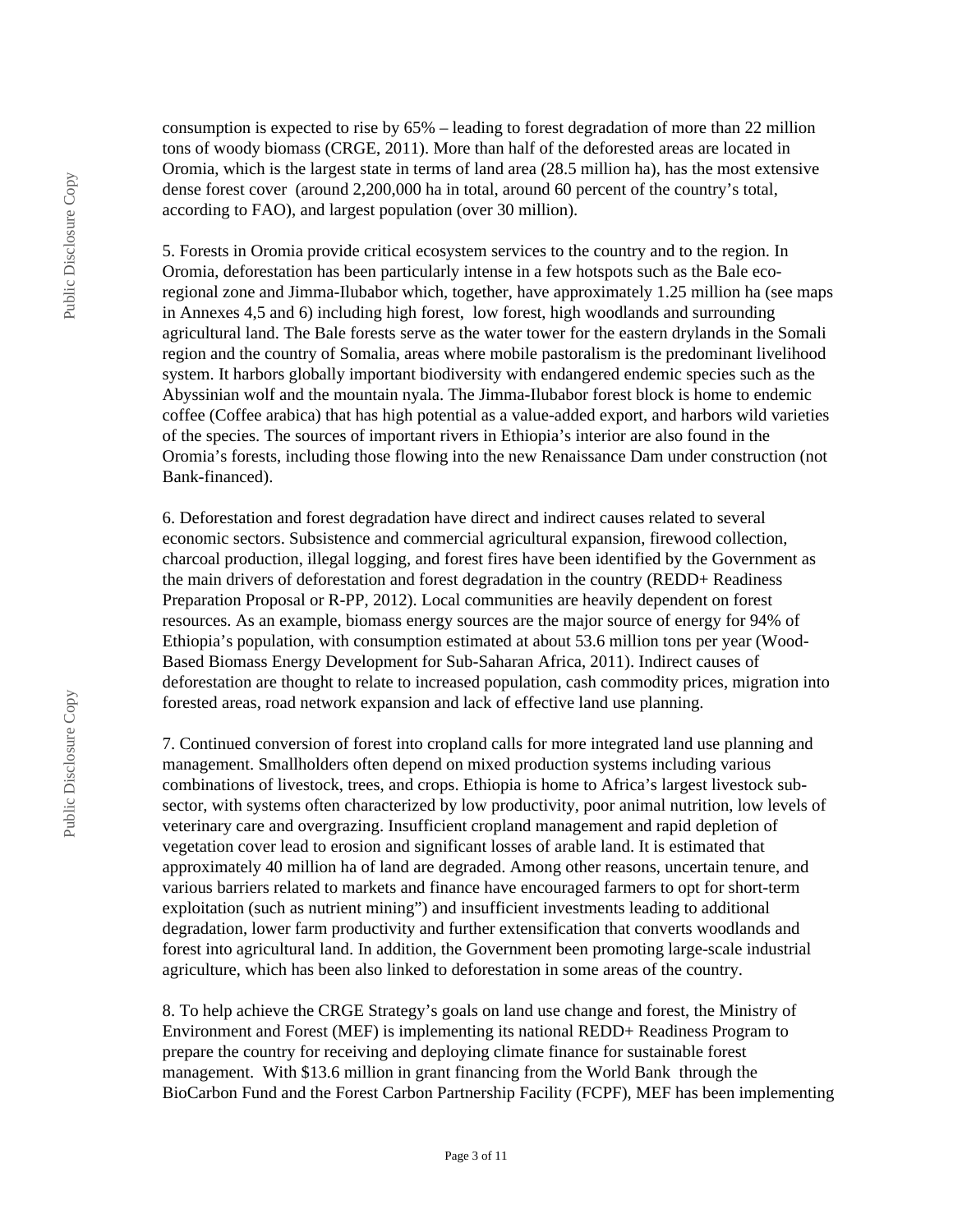consumption is expected to rise by 65% – leading to forest degradation of more than 22 million tons of woody biomass (CRGE, 2011). More than half of the deforested areas are located in Oromia, which is the largest state in terms of land area (28.5 million ha), has the most extensive dense forest cover (around 2,200,000 ha in total, around 60 percent of the country's total, according to FAO), and largest population (over 30 million).

5. Forests in Oromia provide critical ecosystem services to the country and to the region. In Oromia, deforestation has been particularly intense in a few hotspots such as the Bale eco-regional zone and Jimma-Ilubabor which, together, have approximately 1.25 million ha (see maps in Annexes 4,5 and 6) including high forest, low forest, high woodlands and surrounding agricultural land. The Bale forests serve as the water tower for the eastern drylands in the Somali region and the country of Somalia, areas where mobile pastoralism is the predominant livelihood system. It harbors globally important biodiversity with endangered endemic species such as the Abyssinian wolf and the mountain nyala. The Jimma-Ilubabor forest block is home to endemic coffee (Coffee arabica) that has high potential as a value-added export, and harbors wild varieties of the species. The sources of important rivers in Ethiopia's interior are also found in the Oromia's forests, including those flowing into the new Renaissance Dam under construction (not Bank-financed).

6. Deforestation and forest degradation have direct and indirect causes related to several economic sectors. Subsistence and commercial agricultural expansion, firewood collection, charcoal production, illegal logging, and forest fires have been identified by the Government as the main drivers of deforestation and forest degradation in the country (REDD+ Readiness Preparation Proposal or R-PP, 2012). Local communities are heavily dependent on forest resources. As an example, biomass energy sources are the major source of energy for 94% of Ethiopia's population, with consumption estimated at about 53.6 million tons per year (Wood-Based Biomass Energy Development for Sub-Saharan Africa, 2011). Indirect causes of deforestation are thought to relate to increased population, cash commodity prices, migration into forested areas, road network expansion and lack of effective land use planning.

7. Continued conversion of forest into cropland calls for more integrated land use planning and management. Smallholders often depend on mixed production systems including various combinations of livestock, trees, and crops. Ethiopia is home to Africa's largest livestock sub-sector, with systems often characterized by low productivity, poor animal nutrition, low levels of veterinary care and overgrazing. Insufficient cropland management and rapid depletion of vegetation cover lead to erosion and significant losses of arable land. It is estimated that approximately 40 million ha of land are degraded. Among other reasons, uncertain tenure, and various barriers related to markets and finance have encouraged farmers to opt for short-term exploitation (such as nutrient mining") and insufficient investments leading to additional degradation, lower farm productivity and further extensification that converts woodlands and forest into agricultural land. In addition, the Government been promoting large-scale industrial agriculture, which has been also linked to deforestation in some areas of the country.

8. To help achieve the CRGE Strategy's goals on land use change and forest, the Ministry of Environment and Forest (MEF) is implementing its national REDD+ Readiness Program to prepare the country for receiving and deploying climate finance for sustainable forest management. With $13.6 million in grant financing from the World Bank through the BioCarbon Fund and the Forest Carbon Partnership Facility (FCPF), MEF has been implementing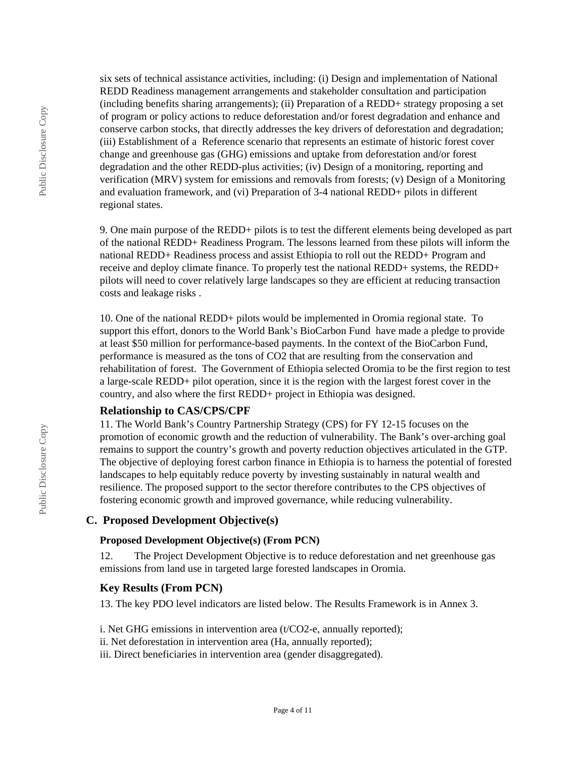six sets of technical assistance activities, including: (i) Design and implementation of National REDD Readiness management arrangements and stakeholder consultation and participation (including benefits sharing arrangements); (ii) Preparation of a REDD+ strategy proposing a set of program or policy actions to reduce deforestation and/or forest degradation and enhance and conserve carbon stocks, that directly addresses the key drivers of deforestation and degradation; (iii) Establishment of a Reference scenario that represents an estimate of historic forest cover change and greenhouse gas (GHG) emissions and uptake from deforestation and/or forest degradation and the other REDD-plus activities; (iv) Design of a monitoring, reporting and verification (MRV) system for emissions and removals from forests; (v) Design of a Monitoring and evaluation framework, and (vi) Preparation of 3-4 national REDD+ pilots in different regional states.

9. One main purpose of the REDD+ pilots is to test the different elements being developed as part of the national REDD+ Readiness Program. The lessons learned from these pilots will inform the national REDD+ Readiness process and assist Ethiopia to roll out the REDD+ Program and receive and deploy climate finance. To properly test the national REDD+ systems, the REDD+ pilots will need to cover relatively large landscapes so they are efficient at reducing transaction costs and leakage risks .

10. One of the national REDD+ pilots would be implemented in Oromia regional state. To support this effort, donors to the World Bank's BioCarbon Fund have made a pledge to provide at least $50 million for performance-based payments. In the context of the BioCarbon Fund, performance is measured as the tons of $CO_2$ that are resulting from the conservation and rehabilitation of forest. The Government of Ethiopia selected Oromia to be the first region to test a large-scale REDD+ pilot operation, since it is the region with the largest forest cover in the country, and also where the first REDD+ project in Ethiopia was designed.

### Relationship to CAS/CPS/CPF

11. The World Bank's Country Partnership Strategy (CPS) for FY 12-15 focuses on the promotion of economic growth and the reduction of vulnerability. The Bank's over-arching goal remains to support the country's growth and poverty reduction objectives articulated in the GTP. The objective of deploying forest carbon finance in Ethiopia is to harness the potential of forested landscapes to help equitably reduce poverty by investing sustainably in natural wealth and resilience. The proposed support to the sector therefore contributes to the CPS objectives of fostering economic growth and improved governance, while reducing vulnerability.

## C. Proposed Development Objective(s)

### Proposed Development Objective(s) (From PCN)

12. The Project Development Objective is to reduce deforestation and net greenhouse gas emissions from land use in targeted large forested landscapes in Oromia.

### Key Results (From PCN)

13. The key PDO level indicators are listed below. The Results Framework is in Annex 3.

i. Net GHG emissions in intervention area (t/$CO_2$-e, annually reported);
ii. Net deforestation in intervention area (Ha, annually reported);
iii. Direct beneficiaries in intervention area (gender disaggregated).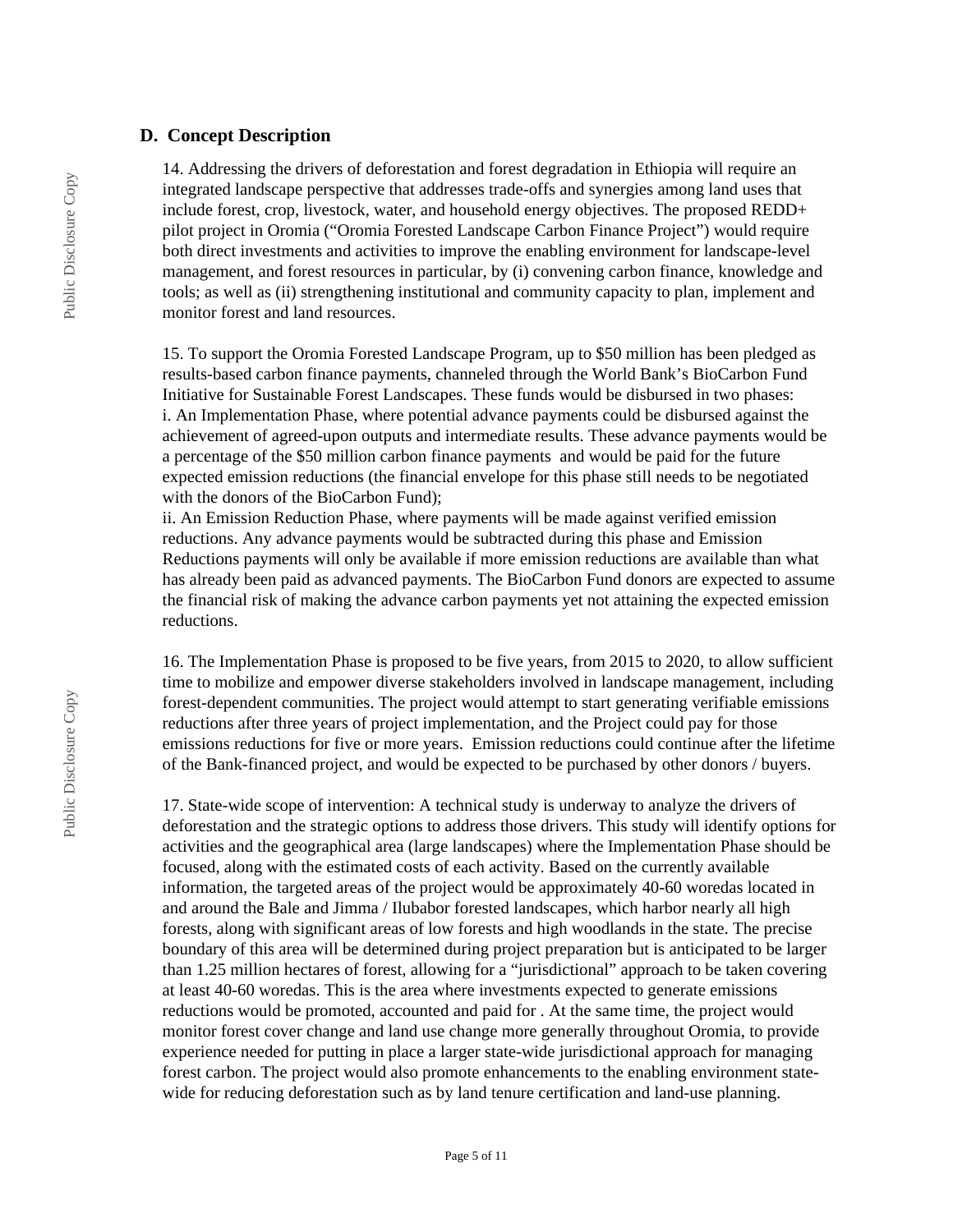## D. Concept Description

14. Addressing the drivers of deforestation and forest degradation in Ethiopia will require an integrated landscape perspective that addresses trade-offs and synergies among land uses that include forest, crop, livestock, water, and household energy objectives. The proposed REDD+ pilot project in Oromia ("Oromia Forested Landscape Carbon Finance Project") would require both direct investments and activities to improve the enabling environment for landscape-level management, and forest resources in particular, by (i) convening carbon finance, knowledge and tools; as well as (ii) strengthening institutional and community capacity to plan, implement and monitor forest and land resources.

15. To support the Oromia Forested Landscape Program, up to $50 million has been pledged as results-based carbon finance payments, channeled through the World Bank's BioCarbon Fund Initiative for Sustainable Forest Landscapes. These funds would be disbursed in two phases:
i. An Implementation Phase, where potential advance payments could be disbursed against the achievement of agreed-upon outputs and intermediate results. These advance payments would be a percentage of the $50 million carbon finance payments and would be paid for the future expected emission reductions (the financial envelope for this phase still needs to be negotiated with the donors of the BioCarbon Fund);
ii. An Emission Reduction Phase, where payments will be made against verified emission reductions. Any advance payments would be subtracted during this phase and Emission Reductions payments will only be available if more emission reductions are available than what has already been paid as advanced payments. The BioCarbon Fund donors are expected to assume the financial risk of making the advance carbon payments yet not attaining the expected emission reductions.

16. The Implementation Phase is proposed to be five years, from 2015 to 2020, to allow sufficient time to mobilize and empower diverse stakeholders involved in landscape management, including forest-dependent communities. The project would attempt to start generating verifiable emissions reductions after three years of project implementation, and the Project could pay for those emissions reductions for five or more years. Emission reductions could continue after the lifetime of the Bank-financed project, and would be expected to be purchased by other donors / buyers.

17. State-wide scope of intervention: A technical study is underway to analyze the drivers of deforestation and the strategic options to address those drivers. This study will identify options for activities and the geographical area (large landscapes) where the Implementation Phase should be focused, along with the estimated costs of each activity. Based on the currently available information, the targeted areas of the project would be approximately 40-60 woredas located in and around the Bale and Jimma / Ilubabor forested landscapes, which harbor nearly all high forests, along with significant areas of low forests and high woodlands in the state. The precise boundary of this area will be determined during project preparation but is anticipated to be larger than 1.25 million hectares of forest, allowing for a "jurisdictional" approach to be taken covering at least 40-60 woredas. This is the area where investments expected to generate emissions reductions would be promoted, accounted and paid for . At the same time, the project would monitor forest cover change and land use change more generally throughout Oromia, to provide experience needed for putting in place a larger state-wide jurisdictional approach for managing forest carbon. The project would also promote enhancements to the enabling environment state-wide for reducing deforestation such as by land tenure certification and land-use planning.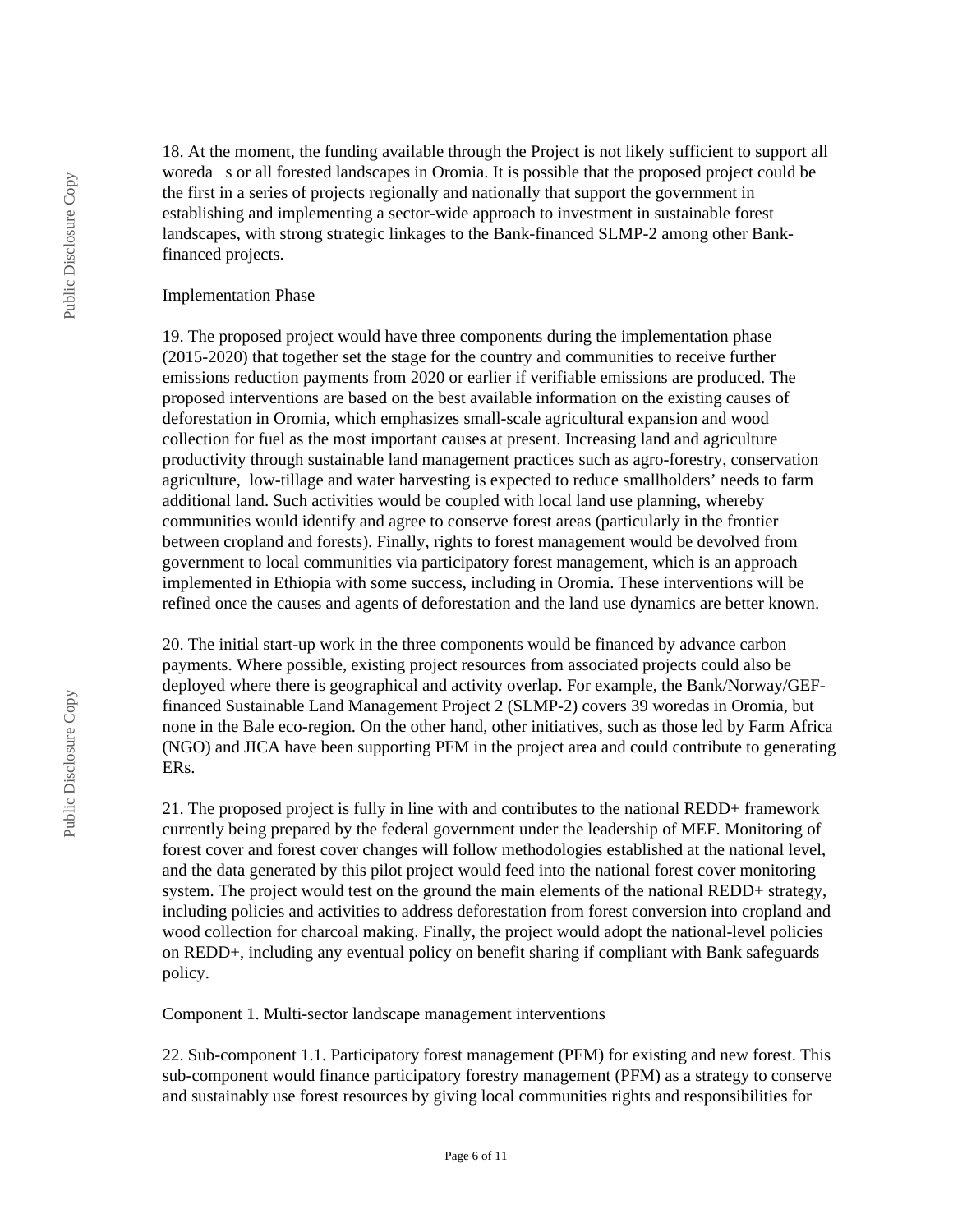18. At the moment, the funding available through the Project is not likely sufficient to support all woreda s or all forested landscapes in Oromia. It is possible that the proposed project could be the first in a series of projects regionally and nationally that support the government in establishing and implementing a sector-wide approach to investment in sustainable forest landscapes, with strong strategic linkages to the Bank-financed SLMP-2 among other Bank-financed projects.

Implementation Phase

19. The proposed project would have three components during the implementation phase (2015-2020) that together set the stage for the country and communities to receive further emissions reduction payments from 2020 or earlier if verifiable emissions are produced. The proposed interventions are based on the best available information on the existing causes of deforestation in Oromia, which emphasizes small-scale agricultural expansion and wood collection for fuel as the most important causes at present. Increasing land and agriculture productivity through sustainable land management practices such as agro-forestry, conservation agriculture, low-tillage and water harvesting is expected to reduce smallholders' needs to farm additional land. Such activities would be coupled with local land use planning, whereby communities would identify and agree to conserve forest areas (particularly in the frontier between cropland and forests). Finally, rights to forest management would be devolved from government to local communities via participatory forest management, which is an approach implemented in Ethiopia with some success, including in Oromia. These interventions will be refined once the causes and agents of deforestation and the land use dynamics are better known.

20. The initial start-up work in the three components would be financed by advance carbon payments. Where possible, existing project resources from associated projects could also be deployed where there is geographical and activity overlap. For example, the Bank/Norway/GEF-financed Sustainable Land Management Project 2 (SLMP-2) covers 39 woredas in Oromia, but none in the Bale eco-region. On the other hand, other initiatives, such as those led by Farm Africa (NGO) and JICA have been supporting PFM in the project area and could contribute to generating ERs.

21. The proposed project is fully in line with and contributes to the national REDD+ framework currently being prepared by the federal government under the leadership of MEF. Monitoring of forest cover and forest cover changes will follow methodologies established at the national level, and the data generated by this pilot project would feed into the national forest cover monitoring system. The project would test on the ground the main elements of the national REDD+ strategy, including policies and activities to address deforestation from forest conversion into cropland and wood collection for charcoal making. Finally, the project would adopt the national-level policies on REDD+, including any eventual policy on benefit sharing if compliant with Bank safeguards policy.

Component 1. Multi-sector landscape management interventions

22. Sub-component 1.1. Participatory forest management (PFM) for existing and new forest. This sub-component would finance participatory forestry management (PFM) as a strategy to conserve and sustainably use forest resources by giving local communities rights and responsibilities for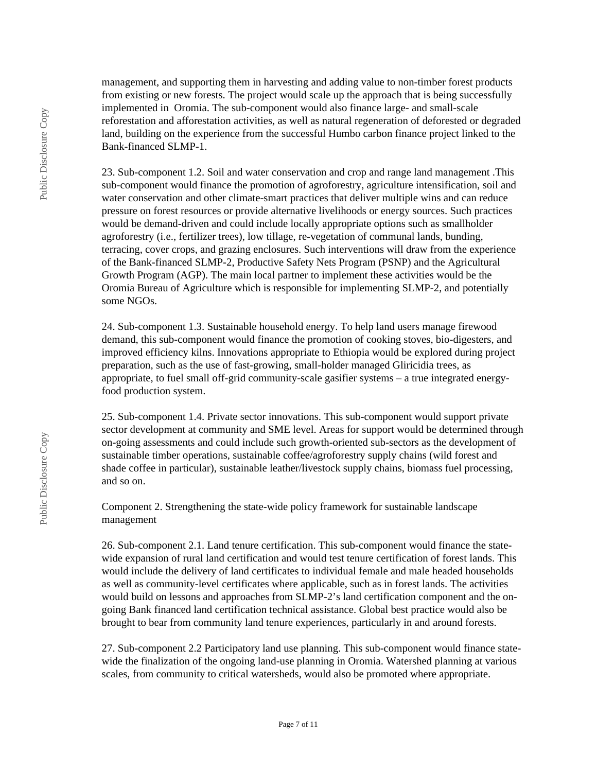management, and supporting them in harvesting and adding value to non-timber forest products from existing or new forests. The project would scale up the approach that is being successfully implemented in Oromia. The sub-component would also finance large- and small-scale reforestation and afforestation activities, as well as natural regeneration of deforested or degraded land, building on the experience from the successful Humbo carbon finance project linked to the Bank-financed SLMP-1.

23. Sub-component 1.2. Soil and water conservation and crop and range land management .This sub-component would finance the promotion of agroforestry, agriculture intensification, soil and water conservation and other climate-smart practices that deliver multiple wins and can reduce pressure on forest resources or provide alternative livelihoods or energy sources. Such practices would be demand-driven and could include locally appropriate options such as smallholder agroforestry (i.e., fertilizer trees), low tillage, re-vegetation of communal lands, bunding, terracing, cover crops, and grazing enclosures. Such interventions will draw from the experience of the Bank-financed SLMP-2, Productive Safety Nets Program (PSNP) and the Agricultural Growth Program (AGP). The main local partner to implement these activities would be the Oromia Bureau of Agriculture which is responsible for implementing SLMP-2, and potentially some NGOs.

24. Sub-component 1.3. Sustainable household energy. To help land users manage firewood demand, this sub-component would finance the promotion of cooking stoves, bio-digesters, and improved efficiency kilns. Innovations appropriate to Ethiopia would be explored during project preparation, such as the use of fast-growing, small-holder managed Gliricidia trees, as appropriate, to fuel small off-grid community-scale gasifier systems – a true integrated energy-food production system.

25. Sub-component 1.4. Private sector innovations. This sub-component would support private sector development at community and SME level. Areas for support would be determined through on-going assessments and could include such growth-oriented sub-sectors as the development of sustainable timber operations, sustainable coffee/agroforestry supply chains (wild forest and shade coffee in particular), sustainable leather/livestock supply chains, biomass fuel processing, and so on.

Component 2. Strengthening the state-wide policy framework for sustainable landscape management

26. Sub-component 2.1. Land tenure certification. This sub-component would finance the state-wide expansion of rural land certification and would test tenure certification of forest lands. This would include the delivery of land certificates to individual female and male headed households as well as community-level certificates where applicable, such as in forest lands. The activities would build on lessons and approaches from SLMP-2's land certification component and the on-going Bank financed land certification technical assistance. Global best practice would also be brought to bear from community land tenure experiences, particularly in and around forests.

27. Sub-component 2.2 Participatory land use planning. This sub-component would finance state-wide the finalization of the ongoing land-use planning in Oromia. Watershed planning at various scales, from community to critical watersheds, would also be promoted where appropriate.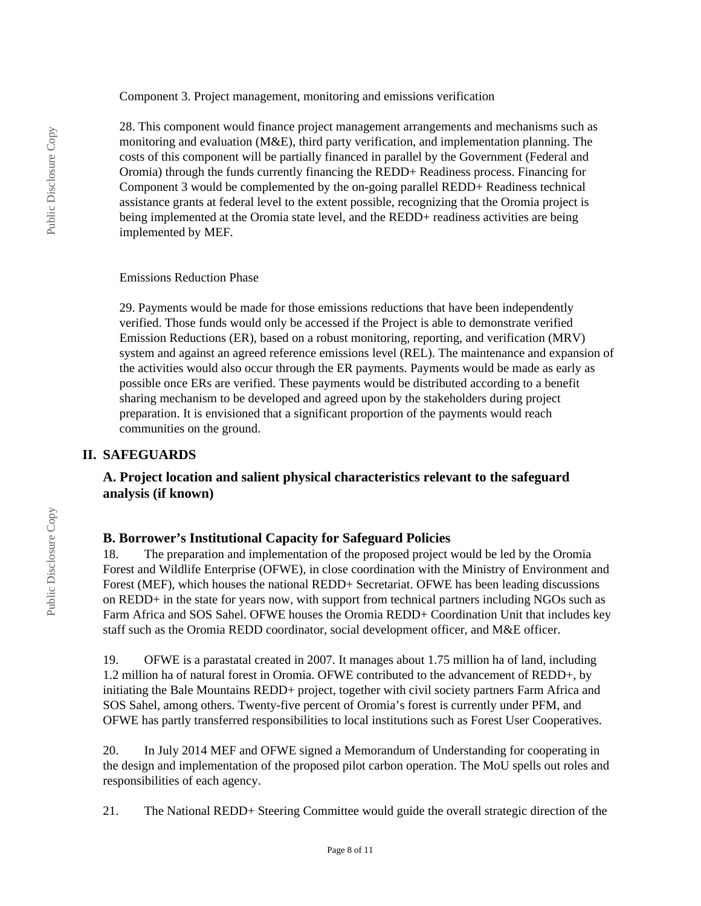Component 3. Project management, monitoring and emissions verification

28. This component would finance project management arrangements and mechanisms such as monitoring and evaluation (M&E), third party verification, and implementation planning. The costs of this component will be partially financed in parallel by the Government (Federal and Oromia) through the funds currently financing the REDD+ Readiness process. Financing for Component 3 would be complemented by the on-going parallel REDD+ Readiness technical assistance grants at federal level to the extent possible, recognizing that the Oromia project is being implemented at the Oromia state level, and the REDD+ readiness activities are being implemented by MEF.

Emissions Reduction Phase

29. Payments would be made for those emissions reductions that have been independently verified. Those funds would only be accessed if the Project is able to demonstrate verified Emission Reductions (ER), based on a robust monitoring, reporting, and verification (MRV) system and against an agreed reference emissions level (REL). The maintenance and expansion of the activities would also occur through the ER payments. Payments would be made as early as possible once ERs are verified. These payments would be distributed according to a benefit sharing mechanism to be developed and agreed upon by the stakeholders during project preparation. It is envisioned that a significant proportion of the payments would reach communities on the ground.

## II. SAFEGUARDS

### A. Project location and salient physical characteristics relevant to the safeguard analysis (if known)

### B. Borrower's Institutional Capacity for Safeguard Policies

18. The preparation and implementation of the proposed project would be led by the Oromia Forest and Wildlife Enterprise (OFWE), in close coordination with the Ministry of Environment and Forest (MEF), which houses the national REDD+ Secretariat. OFWE has been leading discussions on REDD+ in the state for years now, with support from technical partners including NGOs such as Farm Africa and SOS Sahel. OFWE houses the Oromia REDD+ Coordination Unit that includes key staff such as the Oromia REDD coordinator, social development officer, and M&E officer.

19. OFWE is a parastatal created in 2007. It manages about 1.75 million ha of land, including 1.2 million ha of natural forest in Oromia. OFWE contributed to the advancement of REDD+, by initiating the Bale Mountains REDD+ project, together with civil society partners Farm Africa and SOS Sahel, among others. Twenty-five percent of Oromia's forest is currently under PFM, and OFWE has partly transferred responsibilities to local institutions such as Forest User Cooperatives.

20. In July 2014 MEF and OFWE signed a Memorandum of Understanding for cooperating in the design and implementation of the proposed pilot carbon operation. The MoU spells out roles and responsibilities of each agency.

21. The National REDD+ Steering Committee would guide the overall strategic direction of the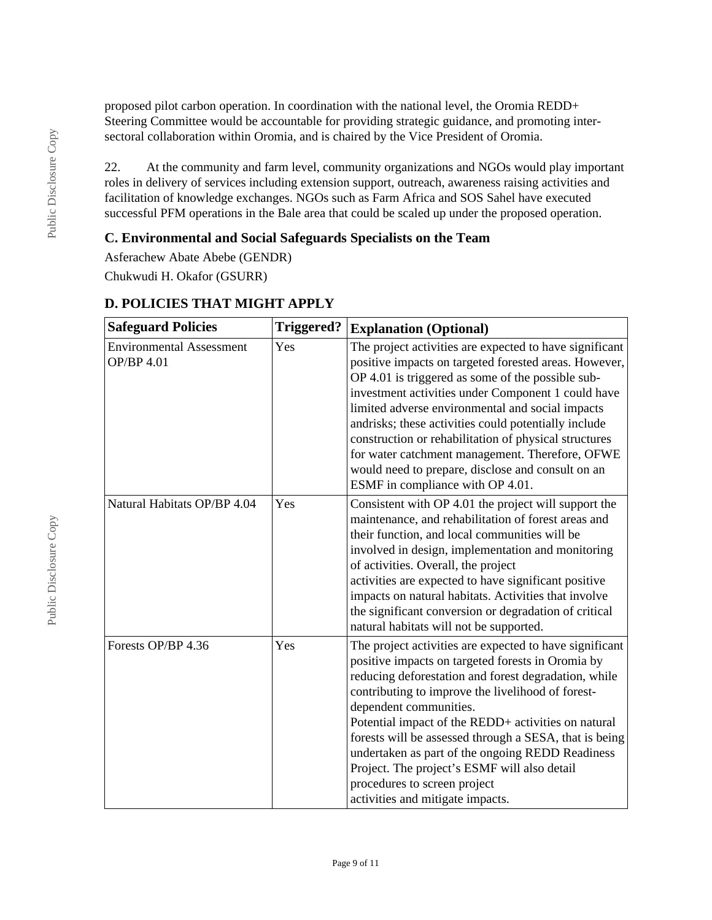proposed pilot carbon operation. In coordination with the national level, the Oromia REDD+ Steering Committee would be accountable for providing strategic guidance, and promoting inter-sectoral collaboration within Oromia, and is chaired by the Vice President of Oromia.

22. At the community and farm level, community organizations and NGOs would play important roles in delivery of services including extension support, outreach, awareness raising activities and facilitation of knowledge exchanges. NGOs such as Farm Africa and SOS Sahel have executed successful PFM operations in the Bale area that could be scaled up under the proposed operation.

## C. Environmental and Social Safeguards Specialists on the Team

Asferachew Abate Abebe (GENDR)

Chukwudi H. Okafor (GSURR)

## D. POLICIES THAT MIGHT APPLY

| Safeguard Policies | Triggered? | Explanation (Optional) |
|---|---|---|
| Environmental Assessment OP/BP 4.01 | Yes | The project activities are expected to have significant positive impacts on targeted forested areas. However, OP 4.01 is triggered as some of the possible sub-investment activities under Component 1 could have limited adverse environmental and social impacts andrisks; these activities could potentially include construction or rehabilitation of physical structures for water catchment management. Therefore, OFWE would need to prepare, disclose and consult on an ESMF in compliance with OP 4.01. |
| Natural Habitats OP/BP 4.04 | Yes | Consistent with OP 4.01 the project will support the maintenance, and rehabilitation of forest areas and their function, and local communities will be involved in design, implementation and monitoring of activities. Overall, the project activities are expected to have significant positive impacts on natural habitats. Activities that involve the significant conversion or degradation of critical natural habitats will not be supported. |
| Forests OP/BP 4.36 | Yes | The project activities are expected to have significant positive impacts on targeted forests in Oromia by reducing deforestation and forest degradation, while contributing to improve the livelihood of forest-dependent communities. Potential impact of the REDD+ activities on natural forests will be assessed through a SESA, that is being undertaken as part of the ongoing REDD Readiness Project. The project's ESMF will also detail procedures to screen project activities and mitigate impacts. |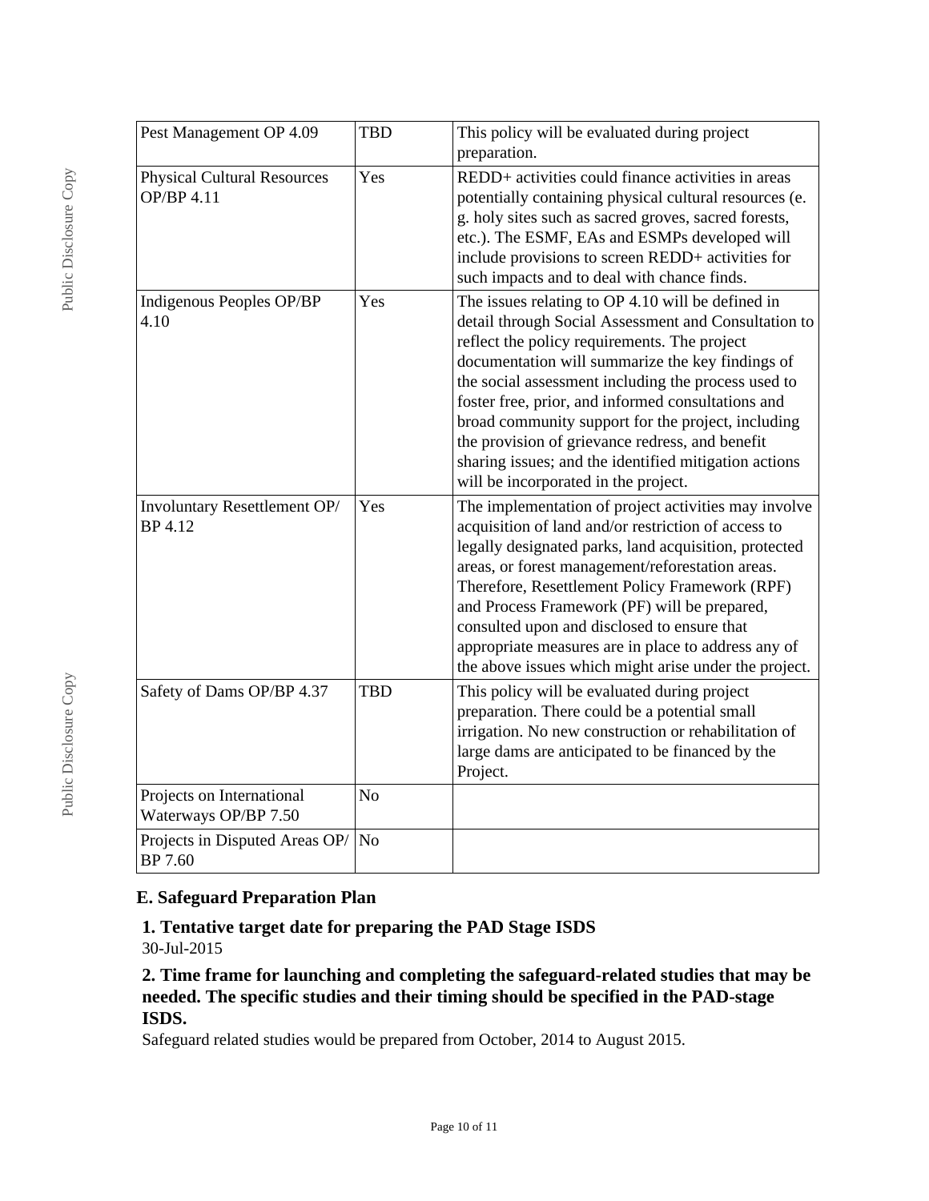| Pest Management OP 4.09 | TBD | This policy will be evaluated during project preparation. |
|---|---|---|
| Physical Cultural Resources OP/BP 4.11 | Yes | REDD+ activities could finance activities in areas potentially containing physical cultural resources (e. g. holy sites such as sacred groves, sacred forests, etc.). The ESMF, EAs and ESMPs developed will include provisions to screen REDD+ activities for such impacts and to deal with chance finds. |
| Indigenous Peoples OP/BP 4.10 | Yes | The issues relating to OP 4.10 will be defined in detail through Social Assessment and Consultation to reflect the policy requirements. The project documentation will summarize the key findings of the social assessment including the process used to foster free, prior, and informed consultations and broad community support for the project, including the provision of grievance redress, and benefit sharing issues; and the identified mitigation actions will be incorporated in the project. |
| Involuntary Resettlement OP/ BP 4.12 | Yes | The implementation of project activities may involve acquisition of land and/or restriction of access to legally designated parks, land acquisition, protected areas, or forest management/reforestation areas. Therefore, Resettlement Policy Framework (RPF) and Process Framework (PF) will be prepared, consulted upon and disclosed to ensure that appropriate measures are in place to address any of the above issues which might arise under the project. |
| Safety of Dams OP/BP 4.37 | TBD | This policy will be evaluated during project preparation. There could be a potential small irrigation. No new construction or rehabilitation of large dams are anticipated to be financed by the Project. |
| Projects on International Waterways OP/BP 7.50 | No | |
| Projects in Disputed Areas OP/ BP 7.60 | No | |

## E. Safeguard Preparation Plan

### 1. Tentative target date for preparing the PAD Stage ISDS

30-Jul-2015

### 2. Time frame for launching and completing the safeguard-related studies that may be needed. The specific studies and their timing should be specified in the PAD-stage ISDS.

Safeguard related studies would be prepared from October, 2014 to August 2015.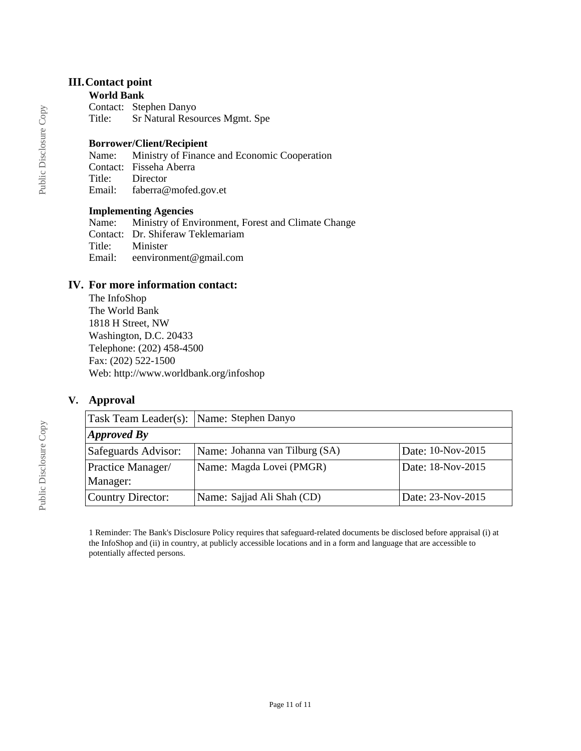## III. Contact point

### World Bank

Contact: Stephen Danyo
Title: Sr Natural Resources Mgmt. Spe

### Borrower/Client/Recipient

Name: Ministry of Finance and Economic Cooperation
Contact: Fisseha Aberra
Title: Director
Email: faberra@mofed.gov.et

### Implementing Agencies

Name: Ministry of Environment, Forest and Climate Change
Contact: Dr. Shiferaw Teklemariam
Title: Minister
Email: eenvironment@gmail.com

## IV. For more information contact:

The InfoShop
The World Bank
1818 H Street, NW
Washington, D.C. 20433
Telephone: (202) 458-4500
Fax: (202) 522-1500
Web: http://www.worldbank.org/infoshop

## V. Approval

| | | |
|---|---|---|
| Task Team Leader(s): | Name: Stephen Danyo | |
| ***Approved By*** | | |
| Safeguards Advisor: | Name: Johanna van Tilburg (SA) | Date: 10-Nov-2015 |
| Practice Manager/ Manager: | Name: Magda Lovei (PMGR) | Date: 18-Nov-2015 |
| Country Director: | Name: Sajjad Ali Shah (CD) | Date: 23-Nov-2015 |

1 Reminder: The Bank's Disclosure Policy requires that safeguard-related documents be disclosed before appraisal (i) at the InfoShop and (ii) in country, at publicly accessible locations and in a form and language that are accessible to potentially affected persons.